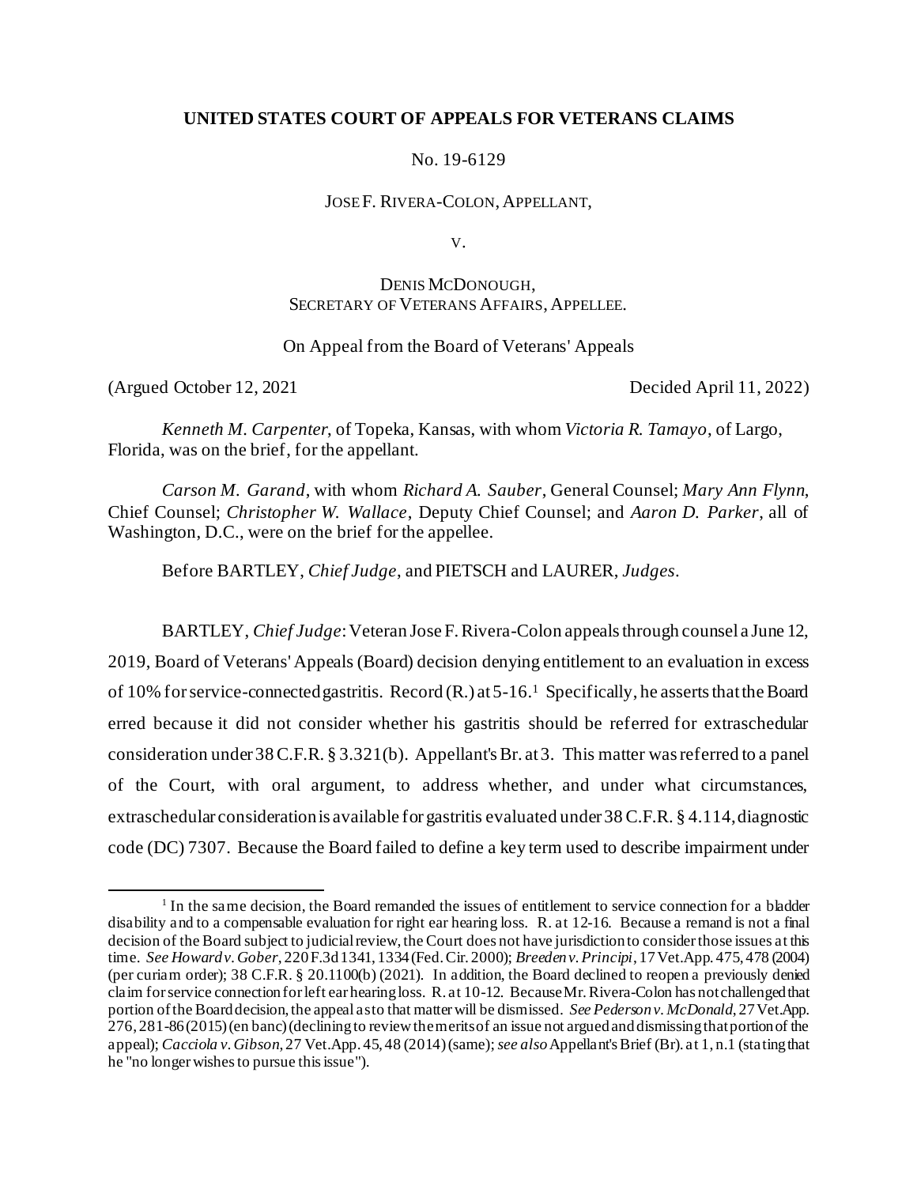**UNITED STATES COURT OF APPEALS FOR VETERANS CLAIMS**

No. 19-6129

JOSE F. RIVERA-COLON, APPELLANT,

V.

DENIS MCDONOUGH,
SECRETARY OF VETERANS AFFAIRS, APPELLEE.

On Appeal from the Board of Veterans' Appeals

(Argued October 12, 2021 Decided April 11, 2022)

*Kenneth M. Carpenter*, of Topeka, Kansas, with whom *Victoria R. Tamayo*, of Largo, Florida, was on the brief, for the appellant.

*Carson M. Garand*, with whom *Richard A. Sauber*, General Counsel; *Mary Ann Flynn*, Chief Counsel; *Christopher W. Wallace*, Deputy Chief Counsel; and *Aaron D. Parker*, all of Washington, D.C., were on the brief for the appellee.

Before BARTLEY, *Chief Judge*, and PIETSCH and LAURER, *Judges*.

BARTLEY, *Chief Judge*: Veteran Jose F. Rivera-Colon appeals through counsel a June 12, 2019, Board of Veterans' Appeals (Board) decision denying entitlement to an evaluation in excess of 10% for service-connected gastritis. Record (R.) at 5-16.[1] Specifically, he asserts that the Board erred because it did not consider whether his gastritis should be referred for extraschedular consideration under 38 C.F.R. § 3.321(b). Appellant's Br. at 3. This matter was referred to a panel of the Court, with oral argument, to address whether, and under what circumstances, extraschedular consideration is available for gastritis evaluated under 38 C.F.R. § 4.114, diagnostic code (DC) 7307. Because the Board failed to define a key term used to describe impairment under

[1] In the same decision, the Board remanded the issues of entitlement to service connection for a bladder disability and to a compensable evaluation for right ear hearing loss. R. at 12-16. Because a remand is not a final decision of the Board subject to judicial review, the Court does not have jurisdiction to consider those issues at this time. *See Howard v. Gober*, 220 F.3d 1341, 1334 (Fed. Cir. 2000); *Breeden v. Principi*, 17 Vet.App. 475, 478 (2004) (per curiam order); 38 C.F.R. § 20.1100(b) (2021). In addition, the Board declined to reopen a previously denied claim for service connection for left ear hearing loss. R. at 10-12. Because Mr. Rivera-Colon has not challenged that portion of the Board decision, the appeal as to that matter will be dismissed. *See Pederson v. McDonald*, 27 Vet.App. 276, 281-86 (2015) (en banc) (declining to review the merits of an issue not argued and dismissing that portion of the appeal); *Cacciola v. Gibson*, 27 Vet.App. 45, 48 (2014) (same); *see also* Appellant's Brief (Br). at 1, n.1 (stating that he "no longer wishes to pursue this issue").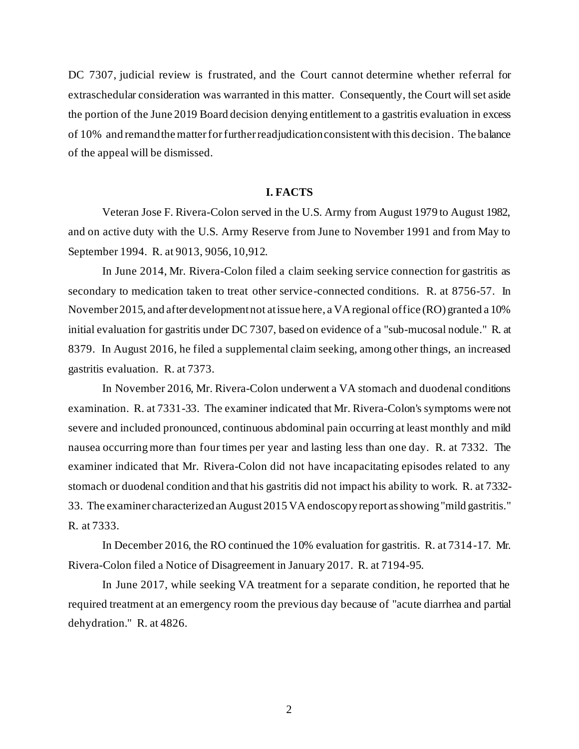DC 7307, judicial review is frustrated, and the Court cannot determine whether referral for extraschedular consideration was warranted in this matter. Consequently, the Court will set aside the portion of the June 2019 Board decision denying entitlement to a gastritis evaluation in excess of 10% and remand the matter for further readjudication consistent with this decision. The balance of the appeal will be dismissed.

## I. FACTS

Veteran Jose F. Rivera-Colon served in the U.S. Army from August 1979 to August 1982, and on active duty with the U.S. Army Reserve from June to November 1991 and from May to September 1994. R. at 9013, 9056, 10,912.

In June 2014, Mr. Rivera-Colon filed a claim seeking service connection for gastritis as secondary to medication taken to treat other service-connected conditions. R. at 8756-57. In November 2015, and after development not at issue here, a VA regional office (RO) granted a 10% initial evaluation for gastritis under DC 7307, based on evidence of a "sub-mucosal nodule." R. at 8379. In August 2016, he filed a supplemental claim seeking, among other things, an increased gastritis evaluation. R. at 7373.

In November 2016, Mr. Rivera-Colon underwent a VA stomach and duodenal conditions examination. R. at 7331-33. The examiner indicated that Mr. Rivera-Colon's symptoms were not severe and included pronounced, continuous abdominal pain occurring at least monthly and mild nausea occurring more than four times per year and lasting less than one day. R. at 7332. The examiner indicated that Mr. Rivera-Colon did not have incapacitating episodes related to any stomach or duodenal condition and that his gastritis did not impact his ability to work. R. at 7332-33. The examiner characterized an August 2015 VA endoscopy report as showing "mild gastritis." R. at 7333.

In December 2016, the RO continued the 10% evaluation for gastritis. R. at 7314-17. Mr. Rivera-Colon filed a Notice of Disagreement in January 2017. R. at 7194-95.

In June 2017, while seeking VA treatment for a separate condition, he reported that he required treatment at an emergency room the previous day because of "acute diarrhea and partial dehydration." R. at 4826.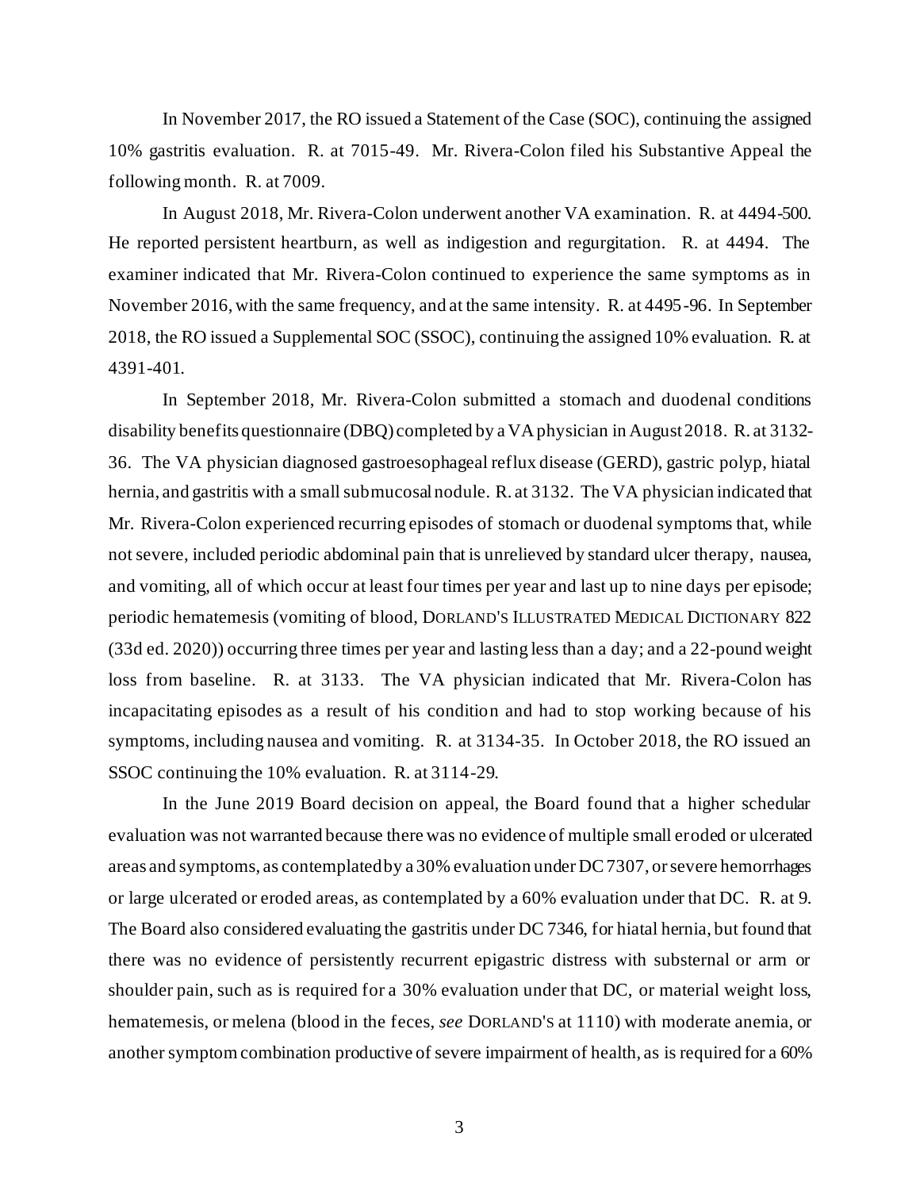In November 2017, the RO issued a Statement of the Case (SOC), continuing the assigned 10% gastritis evaluation. R. at 7015-49. Mr. Rivera-Colon filed his Substantive Appeal the following month. R. at 7009.

In August 2018, Mr. Rivera-Colon underwent another VA examination. R. at 4494-500. He reported persistent heartburn, as well as indigestion and regurgitation. R. at 4494. The examiner indicated that Mr. Rivera-Colon continued to experience the same symptoms as in November 2016, with the same frequency, and at the same intensity. R. at 4495-96. In September 2018, the RO issued a Supplemental SOC (SSOC), continuing the assigned 10% evaluation. R. at 4391-401.

In September 2018, Mr. Rivera-Colon submitted a stomach and duodenal conditions disability benefits questionnaire (DBQ) completed by a VA physician in August 2018. R. at 3132-36. The VA physician diagnosed gastroesophageal reflux disease (GERD), gastric polyp, hiatal hernia, and gastritis with a small submucosal nodule. R. at 3132. The VA physician indicated that Mr. Rivera-Colon experienced recurring episodes of stomach or duodenal symptoms that, while not severe, included periodic abdominal pain that is unrelieved by standard ulcer therapy, nausea, and vomiting, all of which occur at least four times per year and last up to nine days per episode; periodic hematemesis (vomiting of blood, DORLAND'S ILLUSTRATED MEDICAL DICTIONARY 822 (33d ed. 2020)) occurring three times per year and lasting less than a day; and a 22-pound weight loss from baseline. R. at 3133. The VA physician indicated that Mr. Rivera-Colon has incapacitating episodes as a result of his condition and had to stop working because of his symptoms, including nausea and vomiting. R. at 3134-35. In October 2018, the RO issued an SSOC continuing the 10% evaluation. R. at 3114-29.

In the June 2019 Board decision on appeal, the Board found that a higher schedular evaluation was not warranted because there was no evidence of multiple small eroded or ulcerated areas and symptoms, as contemplated by a 30% evaluation under DC 7307, or severe hemorrhages or large ulcerated or eroded areas, as contemplated by a 60% evaluation under that DC. R. at 9. The Board also considered evaluating the gastritis under DC 7346, for hiatal hernia, but found that there was no evidence of persistently recurrent epigastric distress with substernal or arm or shoulder pain, such as is required for a 30% evaluation under that DC, or material weight loss, hematemesis, or melena (blood in the feces, *see* DORLAND'S at 1110) with moderate anemia, or another symptom combination productive of severe impairment of health, as is required for a 60%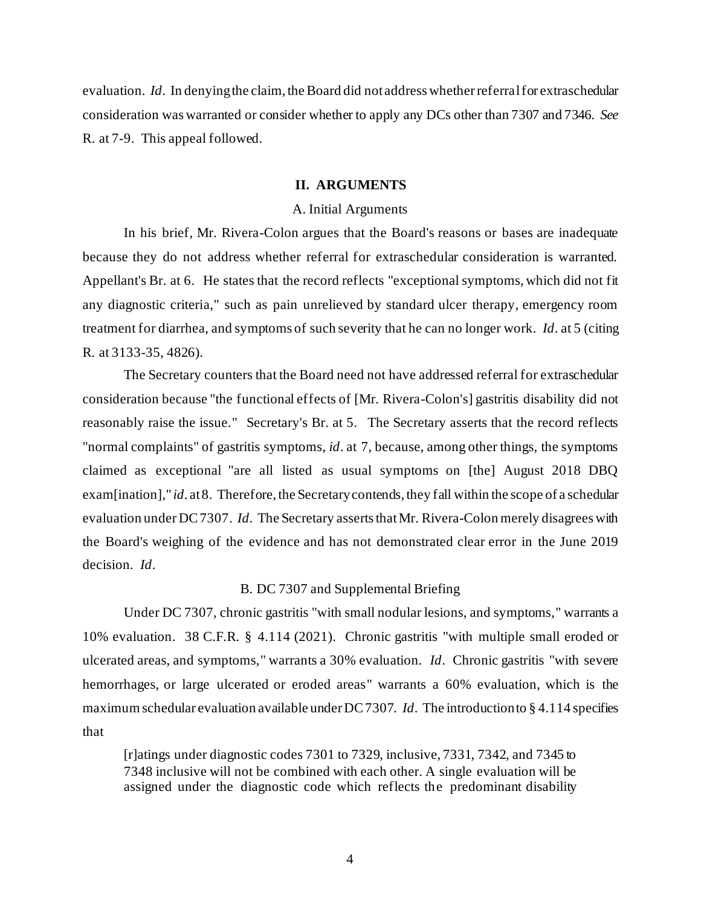evaluation. *Id*. In denying the claim, the Board did not address whether referral for extraschedular consideration was warranted or consider whether to apply any DCs other than 7307 and 7346. *See* R. at 7-9. This appeal followed.

## II. ARGUMENTS

### A. Initial Arguments

In his brief, Mr. Rivera-Colon argues that the Board's reasons or bases are inadequate because they do not address whether referral for extraschedular consideration is warranted. Appellant's Br. at 6. He states that the record reflects "exceptional symptoms, which did not fit any diagnostic criteria," such as pain unrelieved by standard ulcer therapy, emergency room treatment for diarrhea, and symptoms of such severity that he can no longer work. *Id*. at 5 (citing R. at 3133-35, 4826).

The Secretary counters that the Board need not have addressed referral for extraschedular consideration because "the functional effects of [Mr. Rivera-Colon's] gastritis disability did not reasonably raise the issue." Secretary's Br. at 5. The Secretary asserts that the record reflects "normal complaints" of gastritis symptoms, *id*. at 7, because, among other things, the symptoms claimed as exceptional "are all listed as usual symptoms on [the] August 2018 DBQ exam[ination]," *id*. at 8. Therefore, the Secretary contends, they fall within the scope of a schedular evaluation under DC 7307. *Id*. The Secretary asserts that Mr. Rivera-Colon merely disagrees with the Board's weighing of the evidence and has not demonstrated clear error in the June 2019 decision. *Id*.

### B. DC 7307 and Supplemental Briefing

Under DC 7307, chronic gastritis "with small nodular lesions, and symptoms," warrants a 10% evaluation. 38 C.F.R. § 4.114 (2021). Chronic gastritis "with multiple small eroded or ulcerated areas, and symptoms," warrants a 30% evaluation. *Id*. Chronic gastritis "with severe hemorrhages, or large ulcerated or eroded areas" warrants a 60% evaluation, which is the maximum schedular evaluation available under DC 7307. *Id*. The introduction to § 4.114 specifies that

> [r]atings under diagnostic codes 7301 to 7329, inclusive, 7331, 7342, and 7345 to 7348 inclusive will not be combined with each other. A single evaluation will be assigned under the diagnostic code which reflects the predominant disability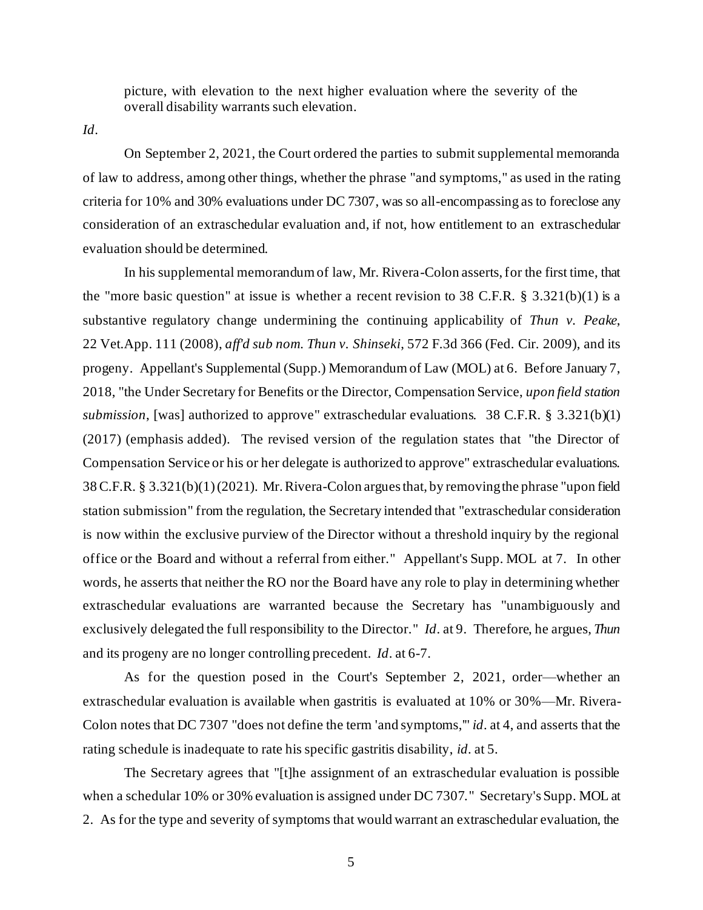> picture, with elevation to the next higher evaluation where the severity of the overall disability warrants such elevation.

*Id*.

On September 2, 2021, the Court ordered the parties to submit supplemental memoranda of law to address, among other things, whether the phrase "and symptoms," as used in the rating criteria for 10% and 30% evaluations under DC 7307, was so all-encompassing as to foreclose any consideration of an extraschedular evaluation and, if not, how entitlement to an extraschedular evaluation should be determined.

In his supplemental memorandum of law, Mr. Rivera-Colon asserts, for the first time, that the "more basic question" at issue is whether a recent revision to 38 C.F.R. § 3.321(b)(1) is a substantive regulatory change undermining the continuing applicability of *Thun v. Peake*, 22 Vet.App. 111 (2008), *aff'd sub nom. Thun v. Shinseki*, 572 F.3d 366 (Fed. Cir. 2009), and its progeny. Appellant's Supplemental (Supp.) Memorandum of Law (MOL) at 6. Before January 7, 2018, "the Under Secretary for Benefits or the Director, Compensation Service, *upon field station submission*, [was] authorized to approve" extraschedular evaluations. 38 C.F.R. § 3.321(b)(1) (2017) (emphasis added). The revised version of the regulation states that "the Director of Compensation Service or his or her delegate is authorized to approve" extraschedular evaluations. 38 C.F.R. § 3.321(b)(1) (2021). Mr. Rivera-Colon argues that, by removing the phrase "upon field station submission" from the regulation, the Secretary intended that "extraschedular consideration is now within the exclusive purview of the Director without a threshold inquiry by the regional office or the Board and without a referral from either." Appellant's Supp. MOL at 7. In other words, he asserts that neither the RO nor the Board have any role to play in determining whether extraschedular evaluations are warranted because the Secretary has "unambiguously and exclusively delegated the full responsibility to the Director." *Id*. at 9. Therefore, he argues, *Thun* and its progeny are no longer controlling precedent. *Id*. at 6-7.

As for the question posed in the Court's September 2, 2021, order—whether an extraschedular evaluation is available when gastritis is evaluated at 10% or 30%—Mr. Rivera-Colon notes that DC 7307 "does not define the term 'and symptoms,'" *id*. at 4, and asserts that the rating schedule is inadequate to rate his specific gastritis disability, *id*. at 5.

The Secretary agrees that "[t]he assignment of an extraschedular evaluation is possible when a schedular 10% or 30% evaluation is assigned under DC 7307." Secretary's Supp. MOL at 2. As for the type and severity of symptoms that would warrant an extraschedular evaluation, the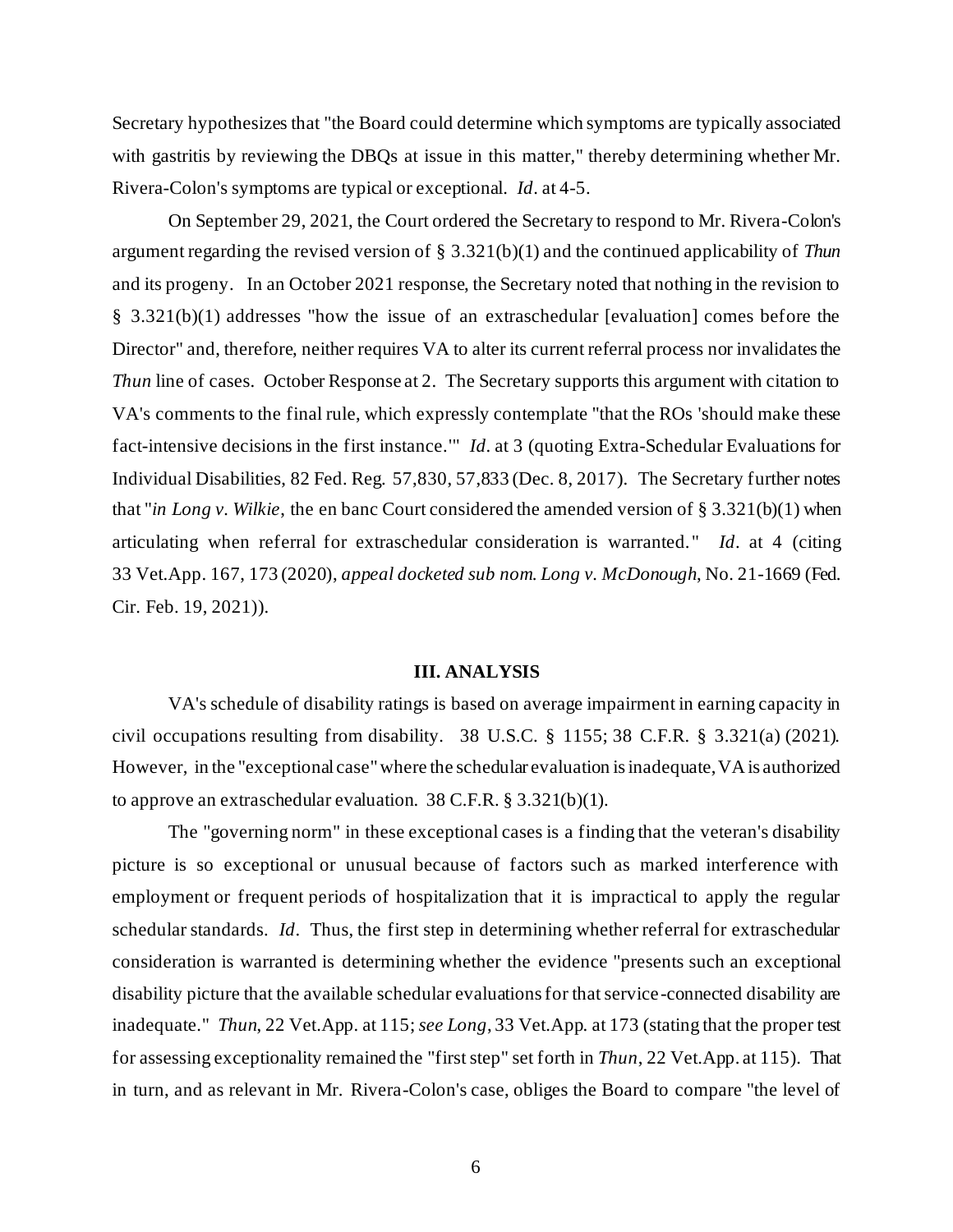Secretary hypothesizes that "the Board could determine which symptoms are typically associated with gastritis by reviewing the DBQs at issue in this matter," thereby determining whether Mr. Rivera-Colon's symptoms are typical or exceptional. *Id*. at 4-5.

On September 29, 2021, the Court ordered the Secretary to respond to Mr. Rivera-Colon's argument regarding the revised version of § 3.321(b)(1) and the continued applicability of *Thun* and its progeny. In an October 2021 response, the Secretary noted that nothing in the revision to § 3.321(b)(1) addresses "how the issue of an extraschedular [evaluation] comes before the Director" and, therefore, neither requires VA to alter its current referral process nor invalidates the *Thun* line of cases. October Response at 2. The Secretary supports this argument with citation to VA's comments to the final rule, which expressly contemplate "that the ROs 'should make these fact-intensive decisions in the first instance.'" *Id*. at 3 (quoting Extra-Schedular Evaluations for Individual Disabilities, 82 Fed. Reg. 57,830, 57,833 (Dec. 8, 2017). The Secretary further notes that "*in Long v. Wilkie*, the en banc Court considered the amended version of § 3.321(b)(1) when articulating when referral for extraschedular consideration is warranted." *Id*. at 4 (citing 33 Vet.App. 167, 173 (2020), *appeal docketed sub nom. Long v. McDonough*, No. 21-1669 (Fed. Cir. Feb. 19, 2021)).

## III. ANALYSIS

VA's schedule of disability ratings is based on average impairment in earning capacity in civil occupations resulting from disability. 38 U.S.C. § 1155; 38 C.F.R. § 3.321(a) (2021). However, in the "exceptional case" where the schedular evaluation is inadequate, VA is authorized to approve an extraschedular evaluation. 38 C.F.R. § 3.321(b)(1).

The "governing norm" in these exceptional cases is a finding that the veteran's disability picture is so exceptional or unusual because of factors such as marked interference with employment or frequent periods of hospitalization that it is impractical to apply the regular schedular standards. *Id*. Thus, the first step in determining whether referral for extraschedular consideration is warranted is determining whether the evidence "presents such an exceptional disability picture that the available schedular evaluations for that service-connected disability are inadequate." *Thun*, 22 Vet.App. at 115; *see Long*, 33 Vet.App. at 173 (stating that the proper test for assessing exceptionality remained the "first step" set forth in *Thun*, 22 Vet.App. at 115). That in turn, and as relevant in Mr. Rivera-Colon's case, obliges the Board to compare "the level of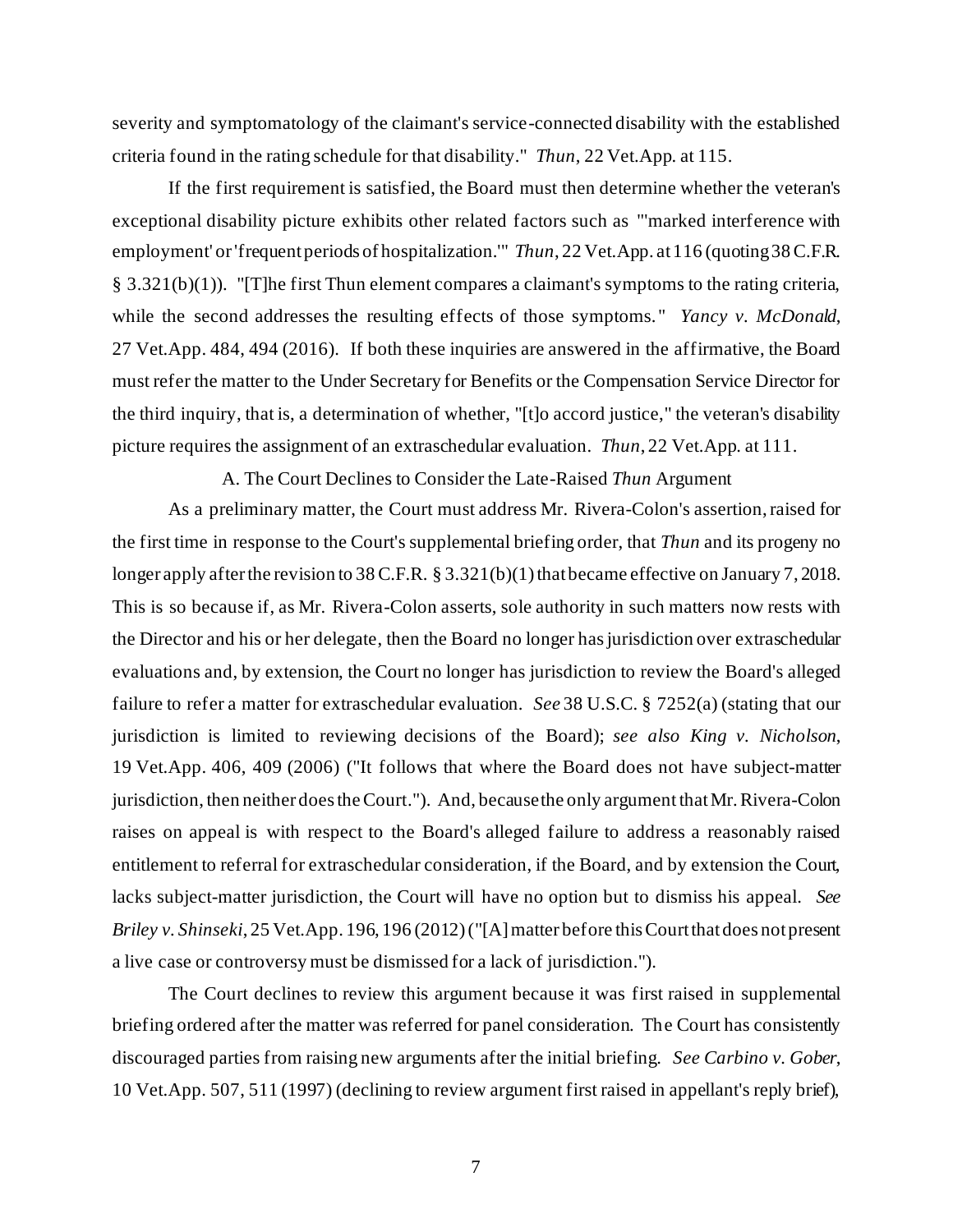severity and symptomatology of the claimant's service-connected disability with the established criteria found in the rating schedule for that disability." *Thun*, 22 Vet.App. at 115.

If the first requirement is satisfied, the Board must then determine whether the veteran's exceptional disability picture exhibits other related factors such as "'marked interference with employment' or 'frequent periods of hospitalization.'" *Thun*, 22 Vet.App. at 116 (quoting 38 C.F.R. § 3.321(b)(1)). "[T]he first Thun element compares a claimant's symptoms to the rating criteria, while the second addresses the resulting effects of those symptoms." *Yancy v. McDonald*, 27 Vet.App. 484, 494 (2016). If both these inquiries are answered in the affirmative, the Board must refer the matter to the Under Secretary for Benefits or the Compensation Service Director for the third inquiry, that is, a determination of whether, "[t]o accord justice," the veteran's disability picture requires the assignment of an extraschedular evaluation. *Thun*, 22 Vet.App. at 111.

### A. The Court Declines to Consider the Late-Raised *Thun* Argument

As a preliminary matter, the Court must address Mr. Rivera-Colon's assertion, raised for the first time in response to the Court's supplemental briefing order, that *Thun* and its progeny no longer apply after the revision to 38 C.F.R. § 3.321(b)(1) that became effective on January 7, 2018. This is so because if, as Mr. Rivera-Colon asserts, sole authority in such matters now rests with the Director and his or her delegate, then the Board no longer has jurisdiction over extraschedular evaluations and, by extension, the Court no longer has jurisdiction to review the Board's alleged failure to refer a matter for extraschedular evaluation. *See* 38 U.S.C. § 7252(a) (stating that our jurisdiction is limited to reviewing decisions of the Board); *see also King v. Nicholson*, 19 Vet.App. 406, 409 (2006) ("It follows that where the Board does not have subject-matter jurisdiction, then neither does the Court."). And, because the only argument that Mr. Rivera-Colon raises on appeal is with respect to the Board's alleged failure to address a reasonably raised entitlement to referral for extraschedular consideration, if the Board, and by extension the Court, lacks subject-matter jurisdiction, the Court will have no option but to dismiss his appeal. *See Briley v. Shinseki*, 25 Vet.App. 196, 196 (2012) ("[A] matter before this Court that does not present a live case or controversy must be dismissed for a lack of jurisdiction.").

The Court declines to review this argument because it was first raised in supplemental briefing ordered after the matter was referred for panel consideration. The Court has consistently discouraged parties from raising new arguments after the initial briefing. *See Carbino v. Gober*, 10 Vet.App. 507, 511 (1997) (declining to review argument first raised in appellant's reply brief),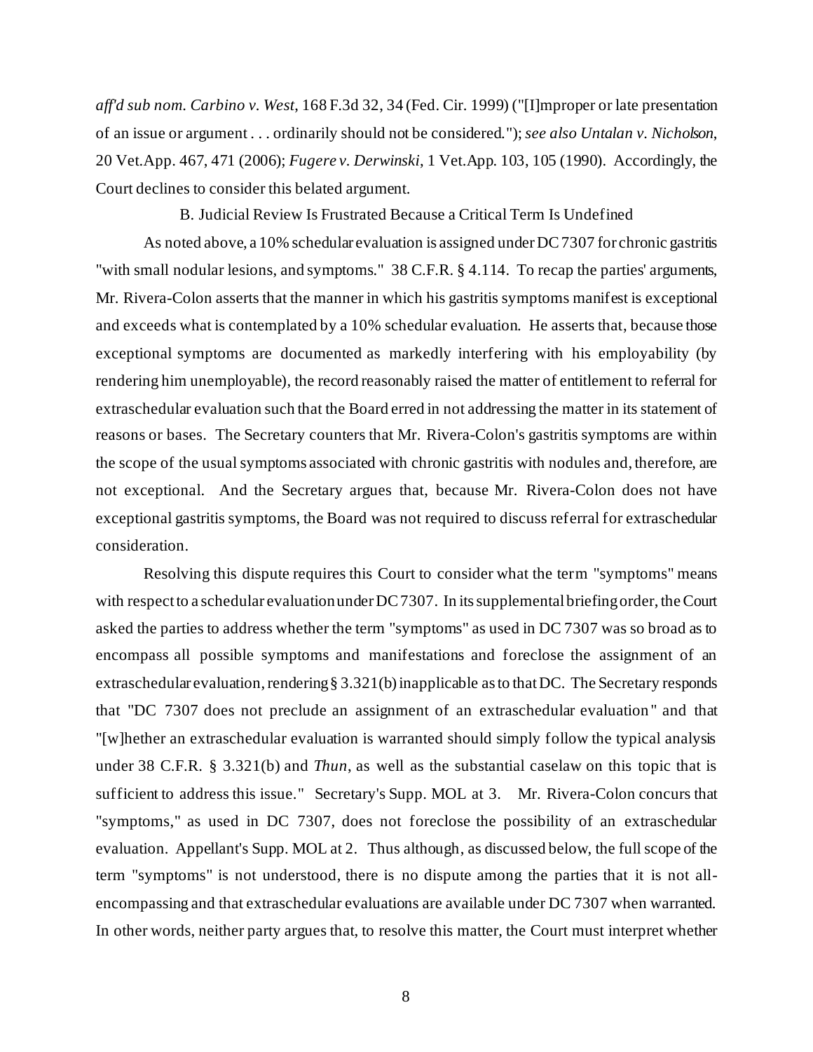*aff'd sub nom. Carbino v. West*, 168 F.3d 32, 34 (Fed. Cir. 1999) ("[I]mproper or late presentation of an issue or argument . . . ordinarily should not be considered."); *see also Untalan v. Nicholson*, 20 Vet.App. 467, 471 (2006); *Fugere v. Derwinski*, 1 Vet.App. 103, 105 (1990). Accordingly, the Court declines to consider this belated argument.

### B. Judicial Review Is Frustrated Because a Critical Term Is Undefined

As noted above, a 10% schedular evaluation is assigned under DC 7307 for chronic gastritis "with small nodular lesions, and symptoms." 38 C.F.R. § 4.114. To recap the parties' arguments, Mr. Rivera-Colon asserts that the manner in which his gastritis symptoms manifest is exceptional and exceeds what is contemplated by a 10% schedular evaluation. He asserts that, because those exceptional symptoms are documented as markedly interfering with his employability (by rendering him unemployable), the record reasonably raised the matter of entitlement to referral for extraschedular evaluation such that the Board erred in not addressing the matter in its statement of reasons or bases. The Secretary counters that Mr. Rivera-Colon's gastritis symptoms are within the scope of the usual symptoms associated with chronic gastritis with nodules and, therefore, are not exceptional. And the Secretary argues that, because Mr. Rivera-Colon does not have exceptional gastritis symptoms, the Board was not required to discuss referral for extraschedular consideration.

Resolving this dispute requires this Court to consider what the term "symptoms" means with respect to a schedular evaluation under DC 7307. In its supplemental briefing order, the Court asked the parties to address whether the term "symptoms" as used in DC 7307 was so broad as to encompass all possible symptoms and manifestations and foreclose the assignment of an extraschedular evaluation, rendering § 3.321(b) inapplicable as to that DC. The Secretary responds that "DC 7307 does not preclude an assignment of an extraschedular evaluation" and that "[w]hether an extraschedular evaluation is warranted should simply follow the typical analysis under 38 C.F.R. § 3.321(b) and *Thun*, as well as the substantial caselaw on this topic that is sufficient to address this issue." Secretary's Supp. MOL at 3. Mr. Rivera-Colon concurs that "symptoms," as used in DC 7307, does not foreclose the possibility of an extraschedular evaluation. Appellant's Supp. MOL at 2. Thus although, as discussed below, the full scope of the term "symptoms" is not understood, there is no dispute among the parties that it is not all-encompassing and that extraschedular evaluations are available under DC 7307 when warranted. In other words, neither party argues that, to resolve this matter, the Court must interpret whether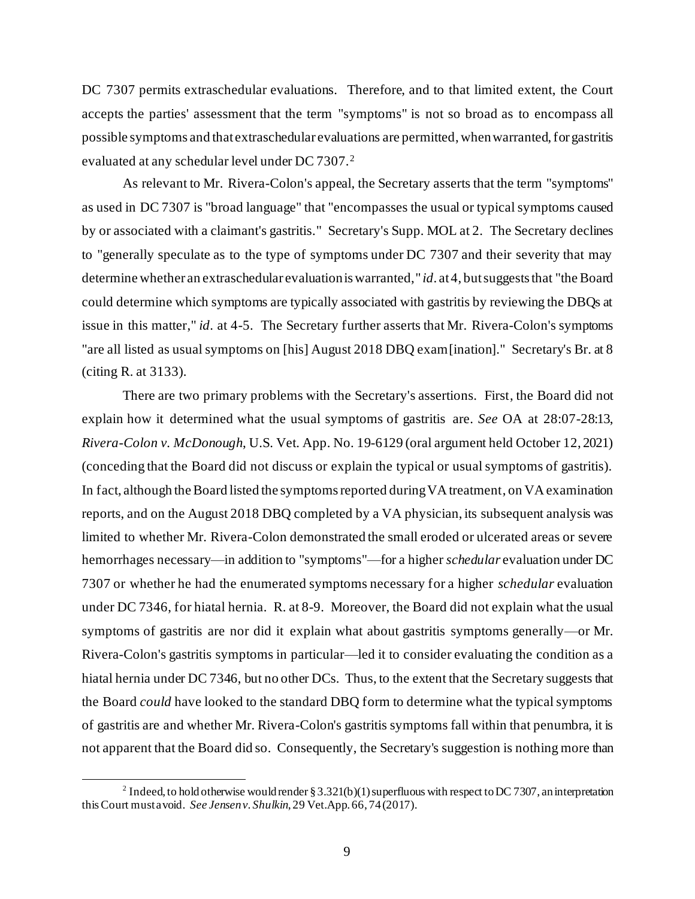DC 7307 permits extraschedular evaluations. Therefore, and to that limited extent, the Court accepts the parties' assessment that the term "symptoms" is not so broad as to encompass all possible symptoms and that extraschedular evaluations are permitted, when warranted, for gastritis evaluated at any schedular level under DC 7307.[2]

As relevant to Mr. Rivera-Colon's appeal, the Secretary asserts that the term "symptoms" as used in DC 7307 is "broad language" that "encompasses the usual or typical symptoms caused by or associated with a claimant's gastritis." Secretary's Supp. MOL at 2. The Secretary declines to "generally speculate as to the type of symptoms under DC 7307 and their severity that may determine whether an extraschedular evaluation is warranted," *id*. at 4, but suggests that "the Board could determine which symptoms are typically associated with gastritis by reviewing the DBQs at issue in this matter," *id*. at 4-5. The Secretary further asserts that Mr. Rivera-Colon's symptoms "are all listed as usual symptoms on [his] August 2018 DBQ exam[ination]." Secretary's Br. at 8 (citing R. at 3133).

There are two primary problems with the Secretary's assertions. First, the Board did not explain how it determined what the usual symptoms of gastritis are. *See* OA at 28:07-28:13, *Rivera-Colon v. McDonough*, U.S. Vet. App. No. 19-6129 (oral argument held October 12, 2021) (conceding that the Board did not discuss or explain the typical or usual symptoms of gastritis). In fact, although the Board listed the symptoms reported during VA treatment, on VA examination reports, and on the August 2018 DBQ completed by a VA physician, its subsequent analysis was limited to whether Mr. Rivera-Colon demonstrated the small eroded or ulcerated areas or severe hemorrhages necessary—in addition to "symptoms"—for a higher *schedular* evaluation under DC 7307 or whether he had the enumerated symptoms necessary for a higher *schedular* evaluation under DC 7346, for hiatal hernia. R. at 8-9. Moreover, the Board did not explain what the usual symptoms of gastritis are nor did it explain what about gastritis symptoms generally—or Mr. Rivera-Colon's gastritis symptoms in particular—led it to consider evaluating the condition as a hiatal hernia under DC 7346, but no other DCs. Thus, to the extent that the Secretary suggests that the Board *could* have looked to the standard DBQ form to determine what the typical symptoms of gastritis are and whether Mr. Rivera-Colon's gastritis symptoms fall within that penumbra, it is not apparent that the Board did so. Consequently, the Secretary's suggestion is nothing more than

[2] Indeed, to hold otherwise would render § 3.321(b)(1) superfluous with respect to DC 7307, an interpretation this Court must avoid. *See Jensen v. Shulkin*, 29 Vet.App. 66, 74 (2017).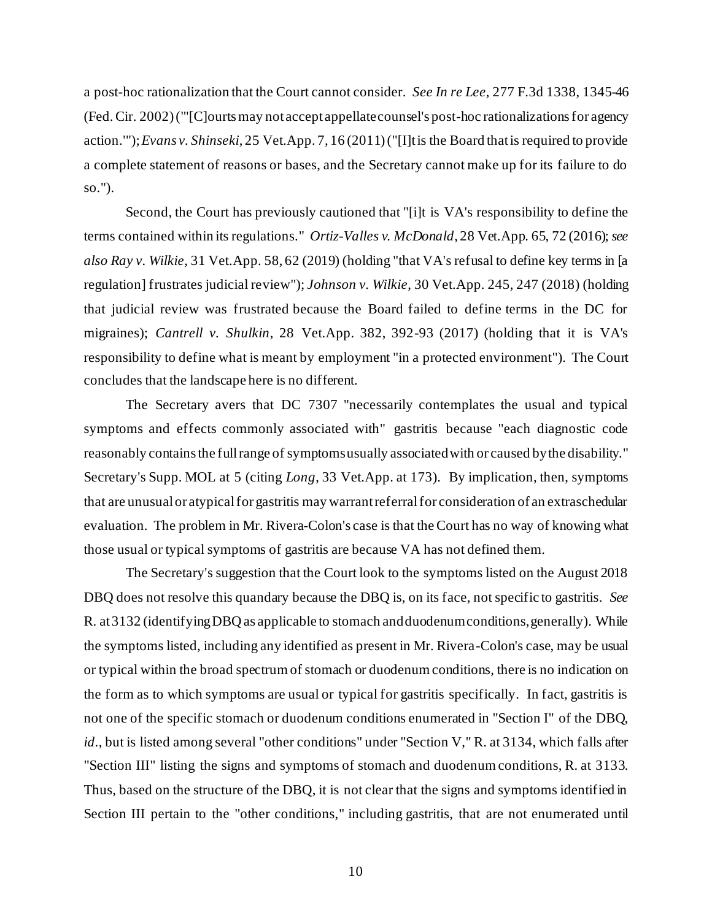a post-hoc rationalization that the Court cannot consider. *See In re Lee*, 277 F.3d 1338, 1345-46 (Fed. Cir. 2002) ("'[C]ourts may not accept appellate counsel's post-hoc rationalizations for agency action.'"); *Evans v. Shinseki*, 25 Vet.App. 7, 16 (2011) ("[I]t is the Board that is required to provide a complete statement of reasons or bases, and the Secretary cannot make up for its failure to do so.").

Second, the Court has previously cautioned that "[i]t is VA's responsibility to define the terms contained within its regulations." *Ortiz-Valles v. McDonald*, 28 Vet.App. 65, 72 (2016); *see also Ray v. Wilkie*, 31 Vet.App. 58, 62 (2019) (holding "that VA's refusal to define key terms in [a regulation] frustrates judicial review"); *Johnson v. Wilkie*, 30 Vet.App. 245, 247 (2018) (holding that judicial review was frustrated because the Board failed to define terms in the DC for migraines); *Cantrell v. Shulkin*, 28 Vet.App. 382, 392-93 (2017) (holding that it is VA's responsibility to define what is meant by employment "in a protected environment"). The Court concludes that the landscape here is no different.

The Secretary avers that DC 7307 "necessarily contemplates the usual and typical symptoms and effects commonly associated with" gastritis because "each diagnostic code reasonably contains the full range of symptoms usually associated with or caused by the disability." Secretary's Supp. MOL at 5 (citing *Long*, 33 Vet.App. at 173). By implication, then, symptoms that are unusual or atypical for gastritis may warrant referral for consideration of an extraschedular evaluation. The problem in Mr. Rivera-Colon's case is that the Court has no way of knowing what those usual or typical symptoms of gastritis are because VA has not defined them.

The Secretary's suggestion that the Court look to the symptoms listed on the August 2018 DBQ does not resolve this quandary because the DBQ is, on its face, not specific to gastritis. *See* R. at 3132 (identifying DBQ as applicable to stomach and duodenum conditions, generally). While the symptoms listed, including any identified as present in Mr. Rivera-Colon's case, may be usual or typical within the broad spectrum of stomach or duodenum conditions, there is no indication on the form as to which symptoms are usual or typical for gastritis specifically. In fact, gastritis is not one of the specific stomach or duodenum conditions enumerated in "Section I" of the DBQ, *id.*, but is listed among several "other conditions" under "Section V," R. at 3134, which falls after "Section III" listing the signs and symptoms of stomach and duodenum conditions, R. at 3133. Thus, based on the structure of the DBQ, it is not clear that the signs and symptoms identified in Section III pertain to the "other conditions," including gastritis, that are not enumerated until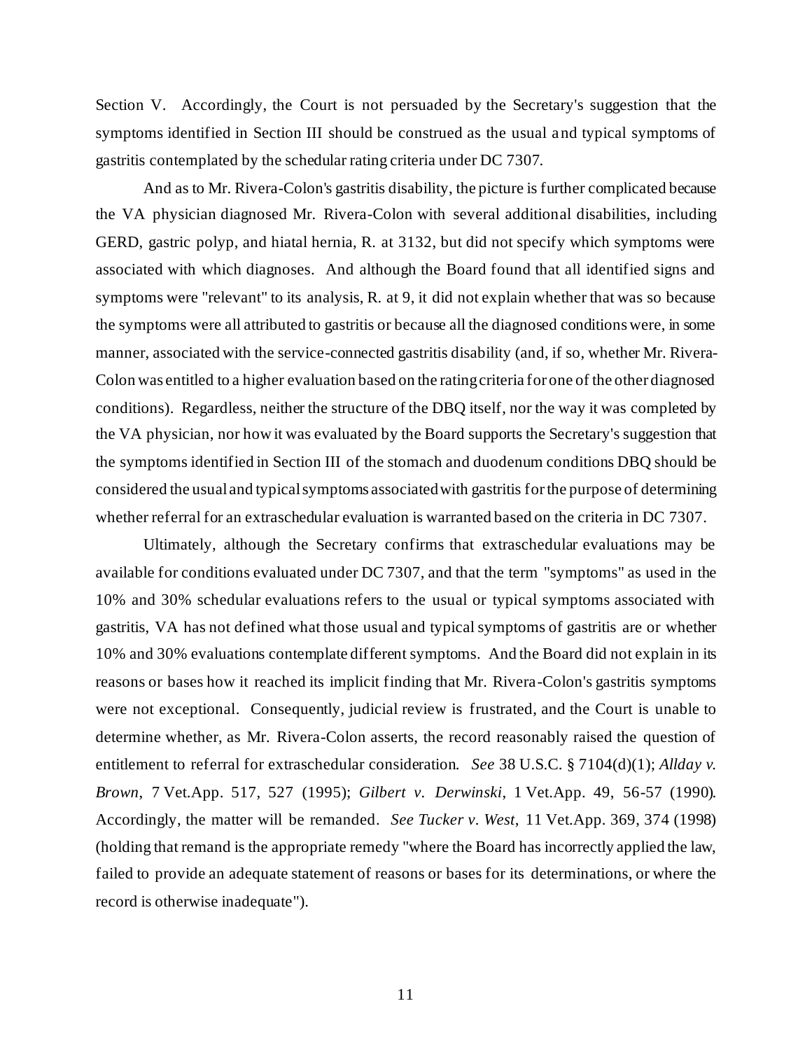Section V. Accordingly, the Court is not persuaded by the Secretary's suggestion that the symptoms identified in Section III should be construed as the usual and typical symptoms of gastritis contemplated by the schedular rating criteria under DC 7307.

And as to Mr. Rivera-Colon's gastritis disability, the picture is further complicated because the VA physician diagnosed Mr. Rivera-Colon with several additional disabilities, including GERD, gastric polyp, and hiatal hernia, R. at 3132, but did not specify which symptoms were associated with which diagnoses. And although the Board found that all identified signs and symptoms were "relevant" to its analysis, R. at 9, it did not explain whether that was so because the symptoms were all attributed to gastritis or because all the diagnosed conditions were, in some manner, associated with the service-connected gastritis disability (and, if so, whether Mr. Rivera-Colon was entitled to a higher evaluation based on the rating criteria for one of the other diagnosed conditions). Regardless, neither the structure of the DBQ itself, nor the way it was completed by the VA physician, nor how it was evaluated by the Board supports the Secretary's suggestion that the symptoms identified in Section III of the stomach and duodenum conditions DBQ should be considered the usual and typical symptoms associated with gastritis for the purpose of determining whether referral for an extraschedular evaluation is warranted based on the criteria in DC 7307.

Ultimately, although the Secretary confirms that extraschedular evaluations may be available for conditions evaluated under DC 7307, and that the term "symptoms" as used in the 10% and 30% schedular evaluations refers to the usual or typical symptoms associated with gastritis, VA has not defined what those usual and typical symptoms of gastritis are or whether 10% and 30% evaluations contemplate different symptoms. And the Board did not explain in its reasons or bases how it reached its implicit finding that Mr. Rivera-Colon's gastritis symptoms were not exceptional. Consequently, judicial review is frustrated, and the Court is unable to determine whether, as Mr. Rivera-Colon asserts, the record reasonably raised the question of entitlement to referral for extraschedular consideration. *See* 38 U.S.C. § 7104(d)(1); *Allday v. Brown*, 7 Vet.App. 517, 527 (1995); *Gilbert v. Derwinski*, 1 Vet.App. 49, 56-57 (1990). Accordingly, the matter will be remanded. *See Tucker v. West*, 11 Vet.App. 369, 374 (1998) (holding that remand is the appropriate remedy "where the Board has incorrectly applied the law, failed to provide an adequate statement of reasons or bases for its determinations, or where the record is otherwise inadequate").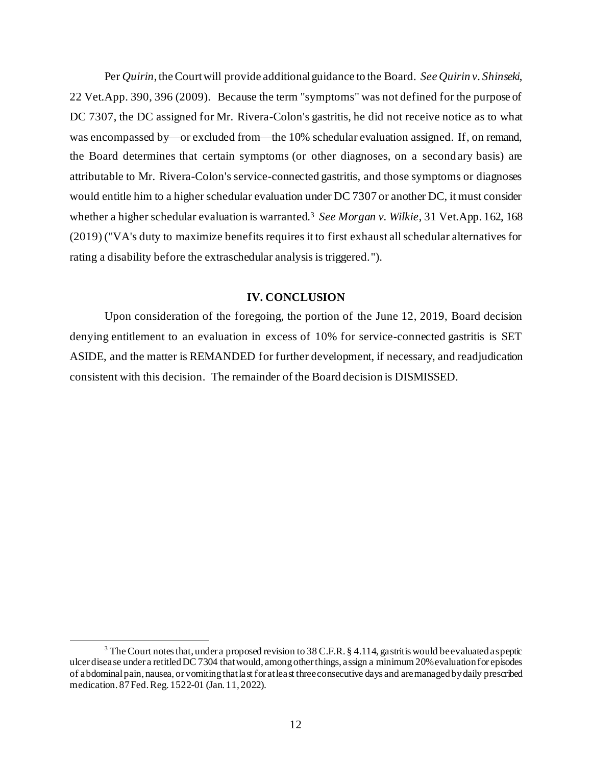Per *Quirin*, the Court will provide additional guidance to the Board. *See Quirin v. Shinseki*, 22 Vet.App. 390, 396 (2009). Because the term "symptoms" was not defined for the purpose of DC 7307, the DC assigned for Mr. Rivera-Colon's gastritis, he did not receive notice as to what was encompassed by—or excluded from—the 10% schedular evaluation assigned. If, on remand, the Board determines that certain symptoms (or other diagnoses, on a secondary basis) are attributable to Mr. Rivera-Colon's service-connected gastritis, and those symptoms or diagnoses would entitle him to a higher schedular evaluation under DC 7307 or another DC, it must consider whether a higher schedular evaluation is warranted.[3] *See Morgan v. Wilkie*, 31 Vet.App. 162, 168 (2019) ("VA's duty to maximize benefits requires it to first exhaust all schedular alternatives for rating a disability before the extraschedular analysis is triggered.").

## IV. CONCLUSION

Upon consideration of the foregoing, the portion of the June 12, 2019, Board decision denying entitlement to an evaluation in excess of 10% for service-connected gastritis is SET ASIDE, and the matter is REMANDED for further development, if necessary, and readjudication consistent with this decision. The remainder of the Board decision is DISMISSED.

---

[3] The Court notes that, under a proposed revision to 38 C.F.R. § 4.114, gastritis would be evaluated as peptic ulcer disease under a retitled DC 7304 that would, among other things, assign a minimum 20% evaluation for episodes of abdominal pain, nausea, or vomiting that last for at least three consecutive days and are managed by daily prescribed medication. 87 Fed. Reg. 1522-01 (Jan. 11, 2022).